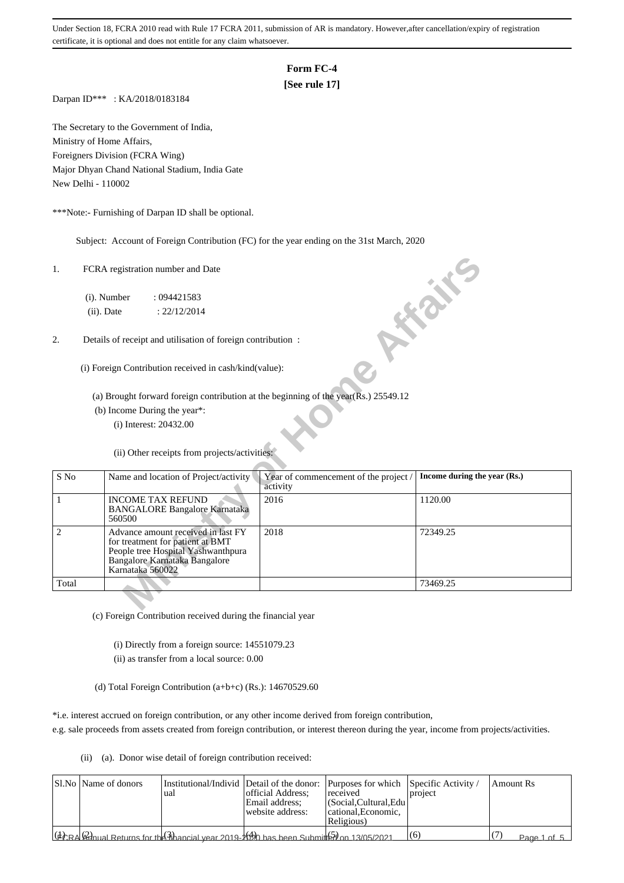Under Section 18, FCRA 2010 read with Rule 17 FCRA 2011, submission of AR is mandatory. However,after cancellation/expiry of registration certificate, it is optional and does not entitle for any claim whatsoever.

# Form FC-4

**[See rule 17]**

Darpan ID*** : KA/2018/0183184

The Secretary to the Government of India,
Ministry of Home Affairs,
Foreigners Division (FCRA Wing)
Major Dhyan Chand National Stadium, India Gate
New Delhi - 110002

***Note:- Furnishing of Darpan ID shall be optional.

Subject: Account of Foreign Contribution (FC) for the year ending on the 31st March, 2020

1. FCRA registration number and Date

   (i). Number : 094421583
   (ii). Date : 22/12/2014

2. Details of receipt and utilisation of foreign contribution :

   (i) Foreign Contribution received in cash/kind(value):

   (a) Brought forward foreign contribution at the beginning of the year(Rs.) 25549.12

   (b) Income During the year*:

   (i) Interest: 20432.00

   (ii) Other receipts from projects/activities:

| S No | Name and location of Project/activity | Year of commencement of the project / activity | Income during the year (Rs.) |
|---|---|---|---|
| 1 | INCOME TAX REFUND BANGALORE Bangalore Karnataka 560500 | 2016 | 1120.00 |
| 2 | Advance amount received in last FY for treatment for patient at BMT People tree Hospital Yashwanthpura Bangalore Karnataka Bangalore Karnataka 560022 | 2018 | 72349.25 |
| Total | | | 73469.25 |

(c) Foreign Contribution received during the financial year

(i) Directly from a foreign source: 14551079.23

(ii) as transfer from a local source: 0.00

(d) Total Foreign Contribution (a+b+c) (Rs.): 14670529.60

*i.e. interest accrued on foreign contribution, or any other income derived from foreign contribution, e.g. sale proceeds from assets created from foreign contribution, or interest thereon during the year, income from projects/activities.

(ii) (a). Donor wise detail of foreign contribution received:

| Sl.No | Name of donors | Institutional/Individual | Detail of the donor: official Address; Email address; website address: | Purposes for which received (Social,Cultural,Educational,Economic, Religious) | Specific Activity / project | Amount Rs |
|---|---|---|---|---|---|---|
| (1) | (2) | (3) | (4) | (5) | (6) | (7) |

FCRA Annual Returns for the financial year 2019-2020 has been Submitted on 13/05/2021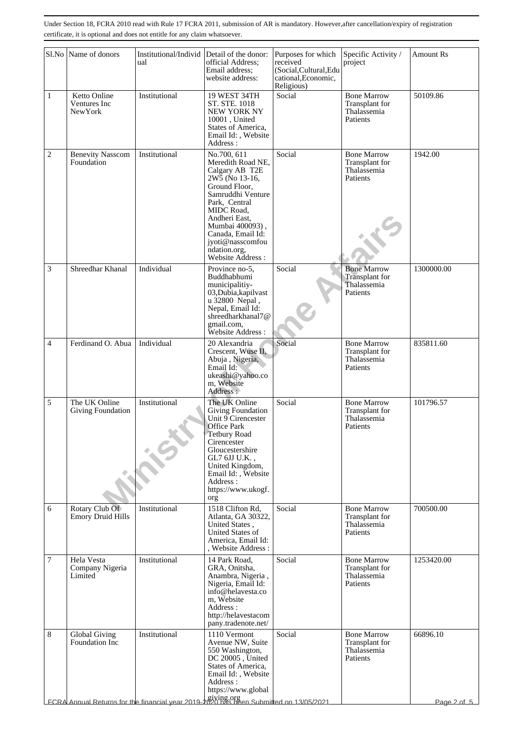Under Section 18, FCRA 2010 read with Rule 17 FCRA 2011, submission of AR is mandatory. However,after cancellation/expiry of registration certificate, it is optional and does not entitle for any claim whatsoever.

| Sl.No | Name of donors | Institutional/Individual | Detail of the donor: official Address; Email address; website address: | Purposes for which received (Social,Cultural,Educational,Economic, Religious) | Specific Activity / project | Amount Rs |
|---|---|---|---|---|---|---|
| 1 | Ketto Online Ventures Inc NewYork | Institutional | 19 WEST 34TH ST. STE. 1018 NEW YORK NY 10001 , United States of America, Email Id: , Website Address : | Social | Bone Marrow Transplant for Thalassemia Patients | 50109.86 |
| 2 | Benevity Nasscom Foundation | Institutional | No.700, 611 Meredith Road NE, Calgary AB T2E 2W5 (No 13-16, Ground Floor, Samruddhi Venture Park, Central MIDC Road, Andheri East, Mumbai 400093) , Canada, Email Id: jyoti@nasscomfoundation.org, Website Address : | Social | Bone Marrow Transplant for Thalassemia Patients | 1942.00 |
| 3 | Shreedhar Khanal | Individual | Province no-5, Buddhabhumi municipalitiy-03,Dubia,kapilvastu 32800 Nepal , Nepal, Email Id: shreedharkhanal7@gmail.com, Website Address : | Social | Bone Marrow Transplant for Thalassemia Patients | 1300000.00 |
| 4 | Ferdinand O. Abua | Individual | 20 Alexandria Crescent, Wuse II, Abuja , Nigeria, Email Id: ukeashi@yahoo.com, Website Address : | Social | Bone Marrow Transplant for Thalassemia Patients | 835811.60 |
| 5 | The UK Online Giving Foundation | Institutional | The UK Online Giving Foundation Unit 9 Cirencester Office Park Tetbury Road Cirencester Gloucestershire GL7 6JJ U.K. , United Kingdom, Email Id: , Website Address : https://www.ukogf.org | Social | Bone Marrow Transplant for Thalassemia Patients | 101796.57 |
| 6 | Rotary Club Of Emory Druid Hills | Institutional | 1518 Clifton Rd, Atlanta, GA 30322, United States , United States of America, Email Id: , Website Address : | Social | Bone Marrow Transplant for Thalassemia Patients | 700500.00 |
| 7 | Hela Vesta Company Nigeria Limited | Institutional | 14 Park Road, GRA, Onitsha, Anambra, Nigeria , Nigeria, Email Id: info@helavesta.com, Website Address : http://helavestacompany.tradenote.net/ | Social | Bone Marrow Transplant for Thalassemia Patients | 1253420.00 |
| 8 | Global Giving Foundation Inc | Institutional | 1110 Vermont Avenue NW, Suite 550 Washington, DC 20005 , United States of America, Email Id: , Website Address : https://www.globalgiving.org | Social | Bone Marrow Transplant for Thalassemia Patients | 66896.10 |

FCRA Annual Returns for the financial year 2019-2020 has been Submitted on 13/05/2021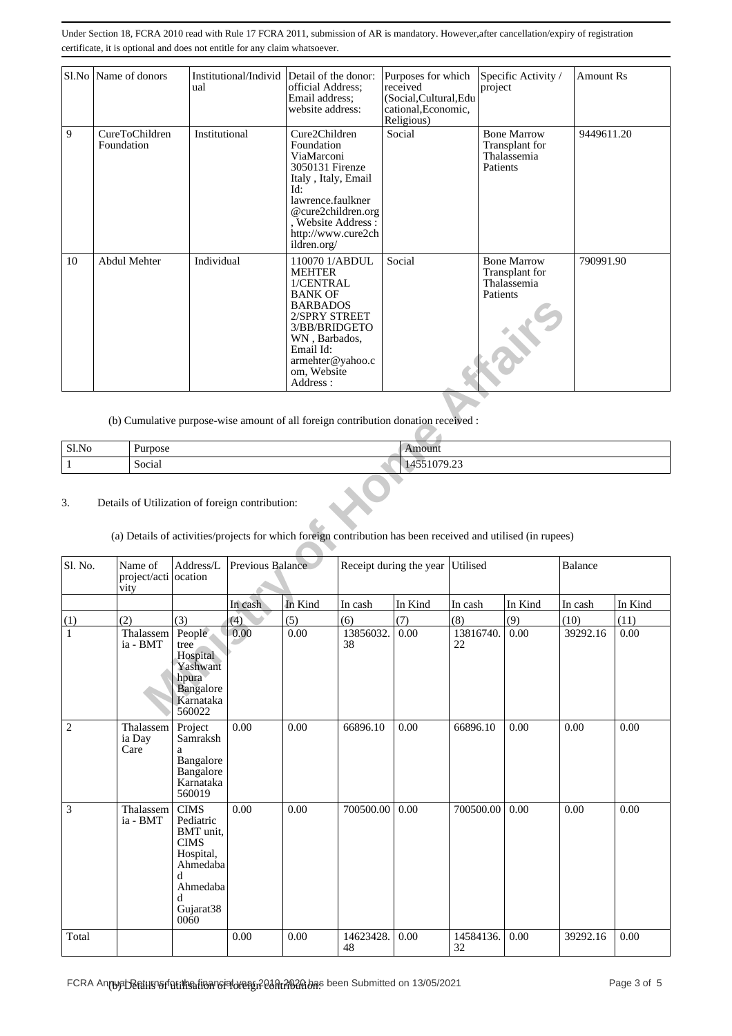Under Section 18, FCRA 2010 read with Rule 17 FCRA 2011, submission of AR is mandatory. However,after cancellation/expiry of registration certificate, it is optional and does not entitle for any claim whatsoever.

| Sl.No | Name of donors | Institutional/Individual | Detail of the donor: official Address; Email address; website address: | Purposes for which received (Social,Cultural,Educational,Economic, Religious) | Specific Activity / project | Amount Rs |
|---|---|---|---|---|---|---|
| 9 | CureToChildren Foundation | Institutional | Cure2Children Foundation ViaMarconi 3050131 Firenze Italy , Italy, Email Id: lawrence.faulkner@cure2children.org , Website Address : http://www.cure2children.org/ | Social | Bone Marrow Transplant for Thalassemia Patients | 9449611.20 |
| 10 | Abdul Mehter | Individual | 110070 1/ABDUL MEHTER 1/CENTRAL BANK OF BARBADOS 2/SPRY STREET 3/BB/BRIDGETOWN , Barbados, Email Id: armehter@yahoo.com, Website Address : | Social | Bone Marrow Transplant for Thalassemia Patients | 790991.90 |

(b) Cumulative purpose-wise amount of all foreign contribution donation received :

| Sl.No | Purpose | Amount |
|---|---|---|
| 1 | Social | 14551079.23 |

3. Details of Utilization of foreign contribution:

(a) Details of activities/projects for which foreign contribution has been received and utilised (in rupees)

| Sl. No. | Name of project/activity | Address/Location | Previous Balance | | Receipt during the year | | Utilised | | Balance | |
|---|---|---|---|---|---|---|---|---|---|---|
| | | | In cash | In Kind | In cash | In Kind | In cash | In Kind | In cash | In Kind |
| (1) | (2) | (3) | (4) | (5) | (6) | (7) | (8) | (9) | (10) | (11) |
| 1 | Thalassemia - BMT | People tree Hospital Yashwanthpura Bangalore Karnataka 560022 | 0.00 | 0.00 | 13856032.38 | 0.00 | 13816740.22 | 0.00 | 39292.16 | 0.00 |
| 2 | Thalassemia Day Care | Project Samraksha Bangalore Bangalore Karnataka 560019 | 0.00 | 0.00 | 66896.10 | 0.00 | 66896.10 | 0.00 | 0.00 | 0.00 |
| 3 | Thalassemia - BMT | CIMS Pediatric BMT unit, CIMS Hospital, Ahmedabad Ahmedabad Gujarat380060 | 0.00 | 0.00 | 700500.00 | 0.00 | 700500.00 | 0.00 | 0.00 | 0.00 |
| Total | | | 0.00 | 0.00 | 14623428.48 | 0.00 | 14584136.32 | 0.00 | 39292.16 | 0.00 |

(b) Details of utilisation of foreign contribution: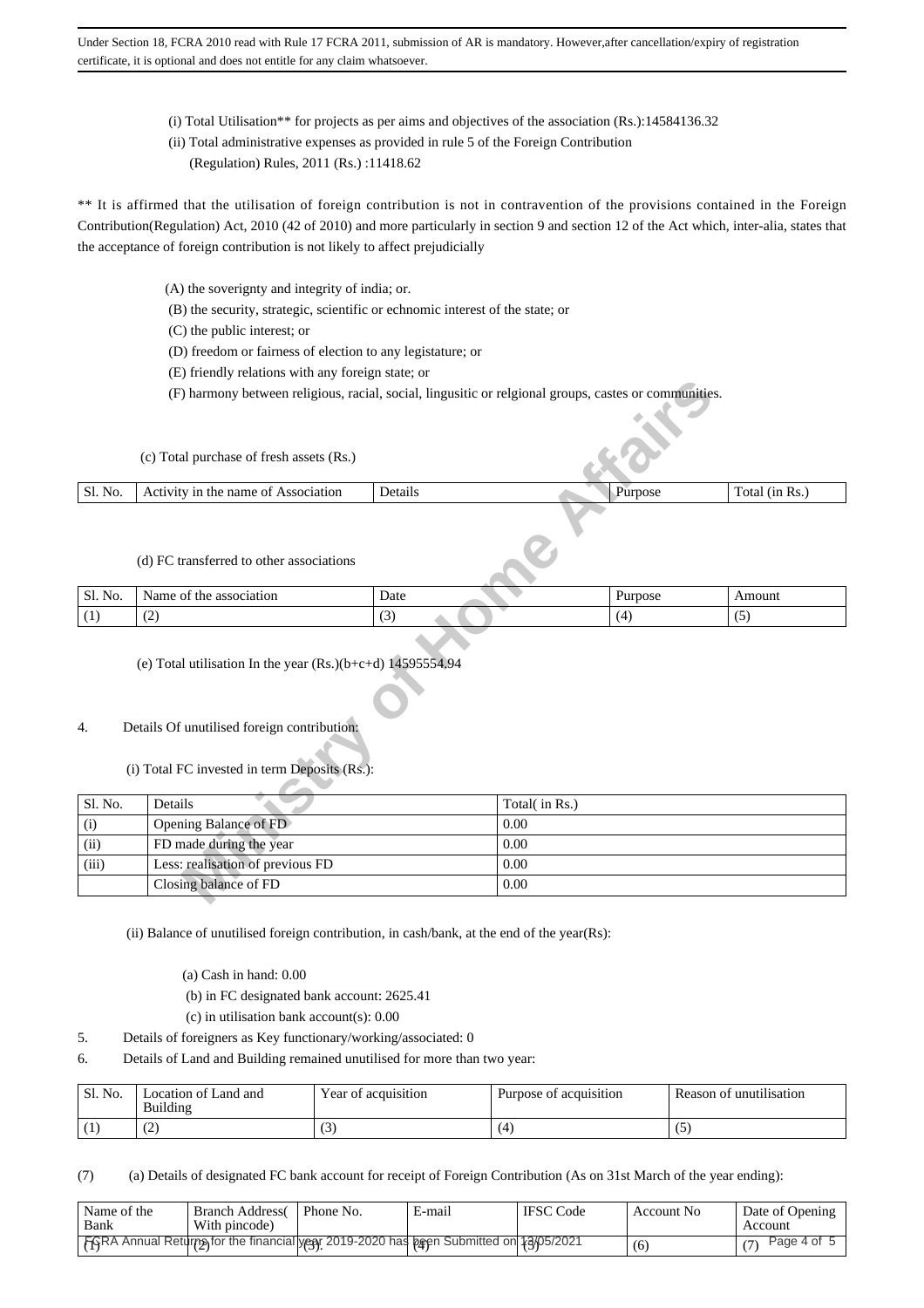Under Section 18, FCRA 2010 read with Rule 17 FCRA 2011, submission of AR is mandatory. However,after cancellation/expiry of registration certificate, it is optional and does not entitle for any claim whatsoever.

(i) Total Utilisation** for projects as per aims and objectives of the association (Rs.):14584136.32

(ii) Total administrative expenses as provided in rule 5 of the Foreign Contribution (Regulation) Rules, 2011 (Rs.) :11418.62

** It is affirmed that the utilisation of foreign contribution is not in contravention of the provisions contained in the Foreign Contribution(Regulation) Act, 2010 (42 of 2010) and more particularly in section 9 and section 12 of the Act which, inter-alia, states that the acceptance of foreign contribution is not likely to affect prejudicially

(A) the soverignty and integrity of india; or.

(B) the security, strategic, scientific or echnomic interest of the state; or

(C) the public interest; or

(D) freedom or fairness of election to any legistature; or

(E) friendly relations with any foreign state; or

(F) harmony between religious, racial, social, lingusitic or relgional groups, castes or communities.

(c) Total purchase of fresh assets (Rs.)

| Sl. No. | Activity in the name of Association | Details | Purpose | Total (in Rs.) |
|---|---|---|---|---|

(d) FC transferred to other associations

| Sl. No. | Name of the association | Date | Purpose | Amount |
|---|---|---|---|---|
| (1) | (2) | (3) | (4) | (5) |

(e) Total utilisation In the year (Rs.)(b+c+d) 14595554.94

4. Details Of unutilised foreign contribution:

(i) Total FC invested in term Deposits (Rs.):

| Sl. No. | Details | Total( in Rs.) |
|---|---|---|
| (i) | Opening Balance of FD | 0.00 |
| (ii) | FD made during the year | 0.00 |
| (iii) | Less: realisation of previous FD | 0.00 |
| | Closing balance of FD | 0.00 |

(ii) Balance of unutilised foreign contribution, in cash/bank, at the end of the year(Rs):

(a) Cash in hand: 0.00

(b) in FC designated bank account: 2625.41

(c) in utilisation bank account(s): 0.00

5. Details of foreigners as Key functionary/working/associated: 0

6. Details of Land and Building remained unutilised for more than two year:

| Sl. No. | Location of Land and Building | Year of acquisition | Purpose of acquisition | Reason of unutilisation |
|---|---|---|---|---|
| (1) | (2) | (3) | (4) | (5) |

(7) (a) Details of designated FC bank account for receipt of Foreign Contribution (As on 31st March of the year ending):

| Name of the Bank | Branch Address( With pincode) | Phone No. | E-mail | IFSC Code | Account No | Date of Opening Account |
|---|---|---|---|---|---|---|
| (1) | (2) | (3). | (4) | (5) | (6) | (7) |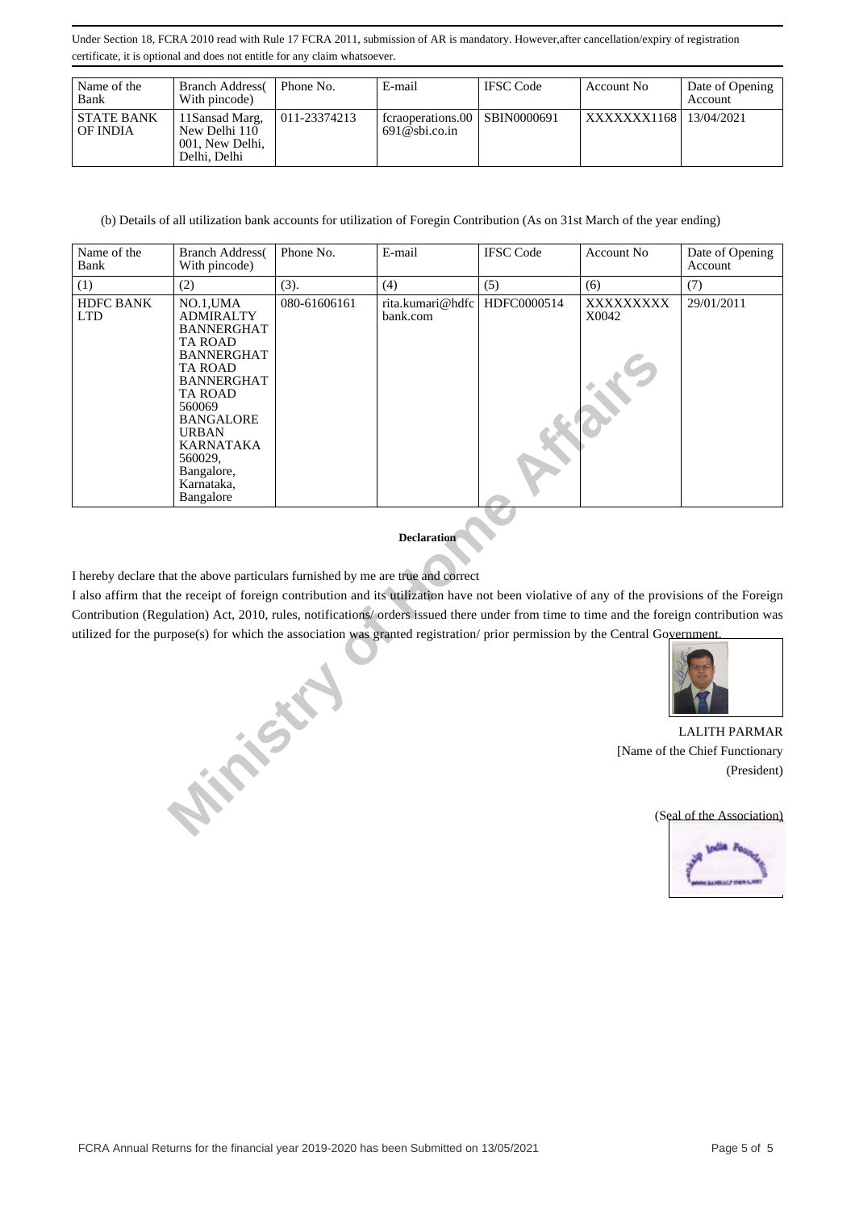Under Section 18, FCRA 2010 read with Rule 17 FCRA 2011, submission of AR is mandatory. However,after cancellation/expiry of registration certificate, it is optional and does not entitle for any claim whatsoever.

| Name of the Bank | Branch Address( With pincode) | Phone No. | E-mail | IFSC Code | Account No | Date of Opening Account |
|---|---|---|---|---|---|---|
| STATE BANK OF INDIA | 11Sansad Marg, New Delhi 110 001, New Delhi, Delhi, Delhi | 011-23374213 | fcraoperations.00691@sbi.co.in | SBIN0000691 | XXXXXXX1168 | 13/04/2021 |

(b) Details of all utilization bank accounts for utilization of Foregin Contribution (As on 31st March of the year ending)

| Name of the Bank | Branch Address( With pincode) | Phone No. | E-mail | IFSC Code | Account No | Date of Opening Account |
|---|---|---|---|---|---|---|
| (1) | (2) | (3). | (4) | (5) | (6) | (7) |
| HDFC BANK LTD | NO.1,UMA ADMIRALTY BANNERGHATTA ROAD BANNERGHATTA ROAD BANNERGHATTA ROAD 560069 BANGALORE URBAN KARNATAKA 560029, Bangalore, Karnataka, Bangalore | 080-61606161 | rita.kumari@hdfcbank.com | HDFC0000514 | XXXXXXXXX0042 | 29/01/2011 |

**Declaration**

I hereby declare that the above particulars furnished by me are true and correct

I also affirm that the receipt of foreign contribution and its utilization have not been violative of any of the provisions of the Foreign Contribution (Regulation) Act, 2010, rules, notifications/ orders issued there under from time to time and the foreign contribution was utilized for the purpose(s) for which the association was granted registration/ prior permission by the Central Government.

LALITH PARMAR
[Name of the Chief Functionary
(President)

(Seal of the Association)